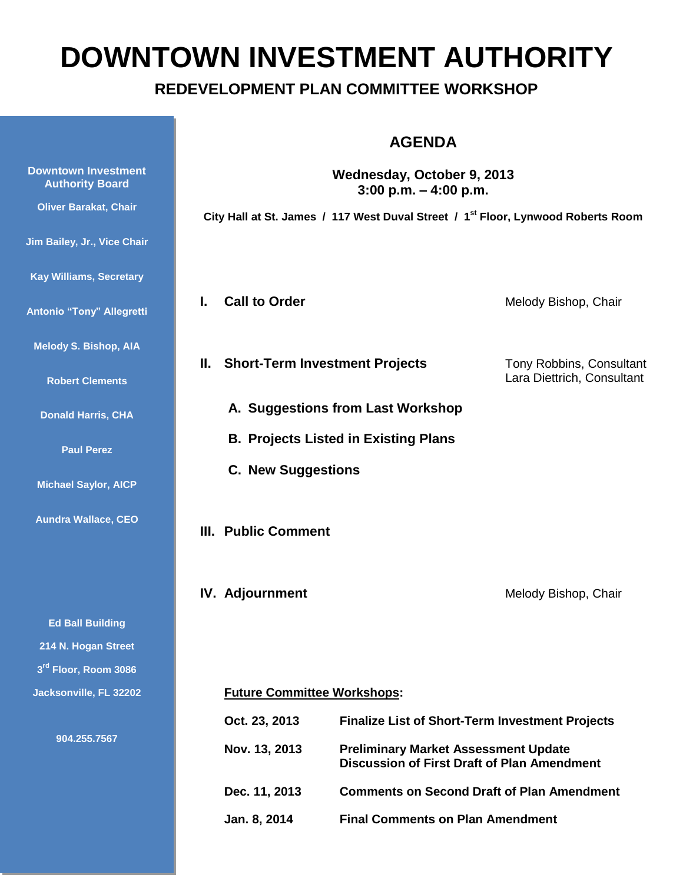# DOWNTOWN INVESTMENT AUTHORITY

## REDEVELOPMENT PLAN COMMITTEE WORKSHOP

**Downtown Investment Authority Board**

**Oliver Barakat, Chair**

**Jim Bailey, Jr., Vice Chair**

**Kay Williams, Secretary**

**Antonio "Tony" Allegretti**

**Melody S. Bishop, AIA**

**Robert Clements**

**Donald Harris, CHA**

**Paul Perez**

**Michael Saylor, AICP**

**Aundra Wallace, CEO**

**Ed Ball Building**
**214 N. Hogan Street**
**3rd Floor, Room 3086**
**Jacksonville, FL 32202**

**904.255.7567**

## AGENDA

**Wednesday, October 9, 2013**
**3:00 p.m. – 4:00 p.m.**

**City Hall at St. James / 117 West Duval Street / 1st Floor, Lynwood Roberts Room**

**I. Call to Order** — Melody Bishop, Chair

**II. Short-Term Investment Projects** — Tony Robbins, Consultant; Lara Diettrich, Consultant

- **A. Suggestions from Last Workshop**
- **B. Projects Listed in Existing Plans**
- **C. New Suggestions**

**III. Public Comment**

**IV. Adjournment** — Melody Bishop, Chair

**Future Committee Workshops:**

| Date | Topic |
|---|---|
| **Oct. 23, 2013** | **Finalize List of Short-Term Investment Projects** |
| **Nov. 13, 2013** | **Preliminary Market Assessment Update**<br>**Discussion of First Draft of Plan Amendment** |
| **Dec. 11, 2013** | **Comments on Second Draft of Plan Amendment** |
| **Jan. 8, 2014** | **Final Comments on Plan Amendment** |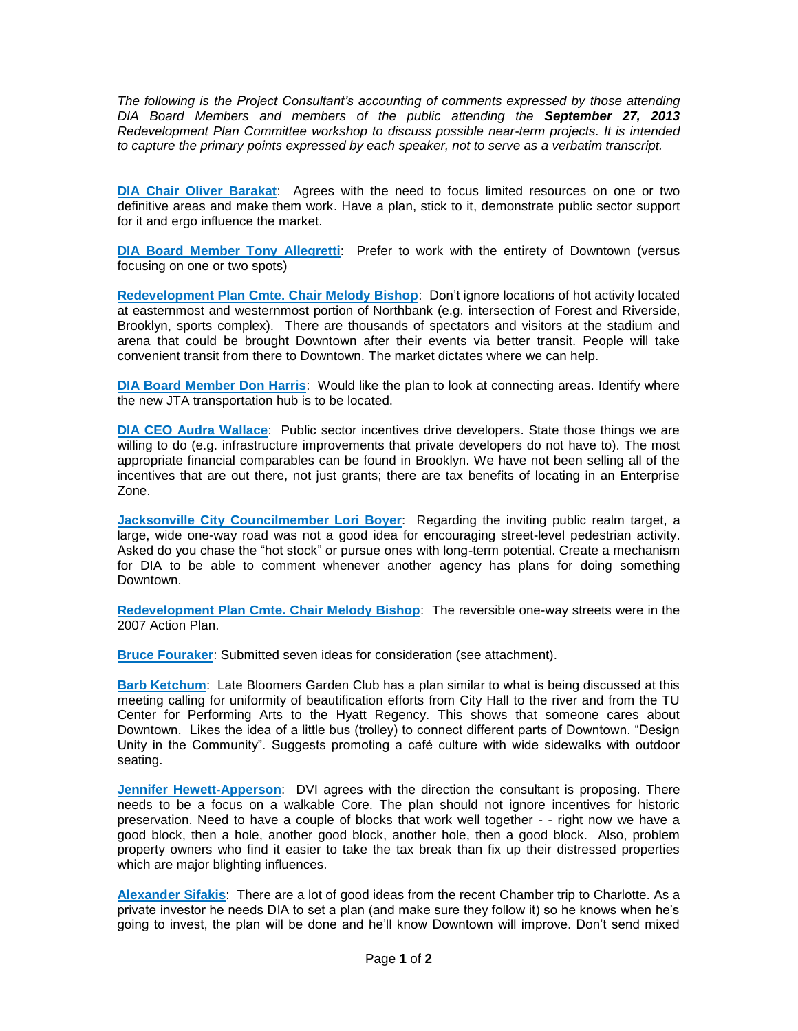*The following is the Project Consultant's accounting of comments expressed by those attending DIA Board Members and members of the public attending the* ***September 27, 2013*** *Redevelopment Plan Committee workshop to discuss possible near-term projects. It is intended to capture the primary points expressed by each speaker, not to serve as a verbatim transcript.*

**DIA Chair Oliver Barakat**: Agrees with the need to focus limited resources on one or two definitive areas and make them work. Have a plan, stick to it, demonstrate public sector support for it and ergo influence the market.

**DIA Board Member Tony Allegretti**: Prefer to work with the entirety of Downtown (versus focusing on one or two spots)

**Redevelopment Plan Cmte. Chair Melody Bishop**: Don't ignore locations of hot activity located at easternmost and westernmost portion of Northbank (e.g. intersection of Forest and Riverside, Brooklyn, sports complex). There are thousands of spectators and visitors at the stadium and arena that could be brought Downtown after their events via better transit. People will take convenient transit from there to Downtown. The market dictates where we can help.

**DIA Board Member Don Harris**: Would like the plan to look at connecting areas. Identify where the new JTA transportation hub is to be located.

**DIA CEO Audra Wallace**: Public sector incentives drive developers. State those things we are willing to do (e.g. infrastructure improvements that private developers do not have to). The most appropriate financial comparables can be found in Brooklyn. We have not been selling all of the incentives that are out there, not just grants; there are tax benefits of locating in an Enterprise Zone.

**Jacksonville City Councilmember Lori Boyer**: Regarding the inviting public realm target, a large, wide one-way road was not a good idea for encouraging street-level pedestrian activity. Asked do you chase the "hot stock" or pursue ones with long-term potential. Create a mechanism for DIA to be able to comment whenever another agency has plans for doing something Downtown.

**Redevelopment Plan Cmte. Chair Melody Bishop**: The reversible one-way streets were in the 2007 Action Plan.

**Bruce Fouraker**: Submitted seven ideas for consideration (see attachment).

**Barb Ketchum**: Late Bloomers Garden Club has a plan similar to what is being discussed at this meeting calling for uniformity of beautification efforts from City Hall to the river and from the TU Center for Performing Arts to the Hyatt Regency. This shows that someone cares about Downtown. Likes the idea of a little bus (trolley) to connect different parts of Downtown. "Design Unity in the Community". Suggests promoting a café culture with wide sidewalks with outdoor seating.

**Jennifer Hewett-Apperson**: DVI agrees with the direction the consultant is proposing. There needs to be a focus on a walkable Core. The plan should not ignore incentives for historic preservation. Need to have a couple of blocks that work well together - - right now we have a good block, then a hole, another good block, another hole, then a good block. Also, problem property owners who find it easier to take the tax break than fix up their distressed properties which are major blighting influences.

**Alexander Sifakis**: There are a lot of good ideas from the recent Chamber trip to Charlotte. As a private investor he needs DIA to set a plan (and make sure they follow it) so he knows when he's going to invest, the plan will be done and he'll know Downtown will improve. Don't send mixed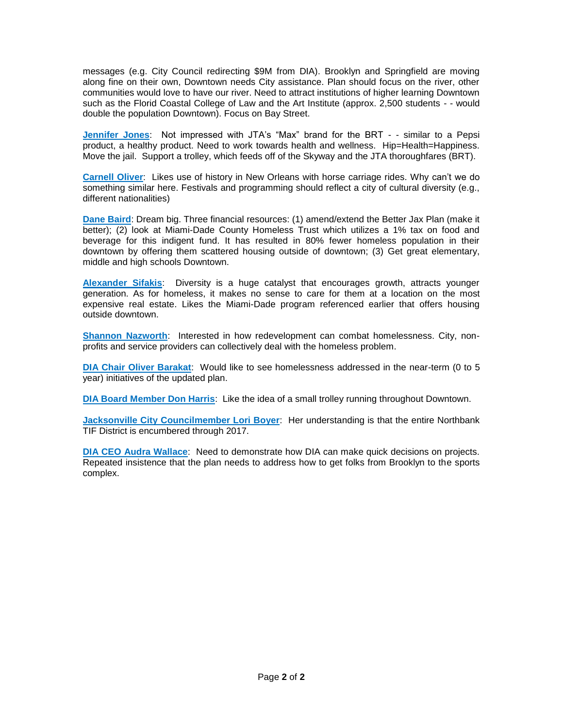messages (e.g. City Council redirecting $9M from DIA). Brooklyn and Springfield are moving along fine on their own, Downtown needs City assistance. Plan should focus on the river, other communities would love to have our river. Need to attract institutions of higher learning Downtown such as the Florid Coastal College of Law and the Art Institute (approx. 2,500 students - - would double the population Downtown). Focus on Bay Street.

**Jennifer Jones**: Not impressed with JTA's "Max" brand for the BRT - - similar to a Pepsi product, a healthy product. Need to work towards health and wellness. Hip=Health=Happiness. Move the jail. Support a trolley, which feeds off of the Skyway and the JTA thoroughfares (BRT).

**Carnell Oliver**: Likes use of history in New Orleans with horse carriage rides. Why can't we do something similar here. Festivals and programming should reflect a city of cultural diversity (e.g., different nationalities)

**Dane Baird**: Dream big. Three financial resources: (1) amend/extend the Better Jax Plan (make it better); (2) look at Miami-Dade County Homeless Trust which utilizes a 1% tax on food and beverage for this indigent fund. It has resulted in 80% fewer homeless population in their downtown by offering them scattered housing outside of downtown; (3) Get great elementary, middle and high schools Downtown.

**Alexander Sifakis**: Diversity is a huge catalyst that encourages growth, attracts younger generation. As for homeless, it makes no sense to care for them at a location on the most expensive real estate. Likes the Miami-Dade program referenced earlier that offers housing outside downtown.

**Shannon Nazworth**: Interested in how redevelopment can combat homelessness. City, non-profits and service providers can collectively deal with the homeless problem.

**DIA Chair Oliver Barakat**: Would like to see homelessness addressed in the near-term (0 to 5 year) initiatives of the updated plan.

**DIA Board Member Don Harris**: Like the idea of a small trolley running throughout Downtown.

**Jacksonville City Councilmember Lori Boyer**: Her understanding is that the entire Northbank TIF District is encumbered through 2017.

**DIA CEO Audra Wallace**: Need to demonstrate how DIA can make quick decisions on projects. Repeated insistence that the plan needs to address how to get folks from Brooklyn to the sports complex.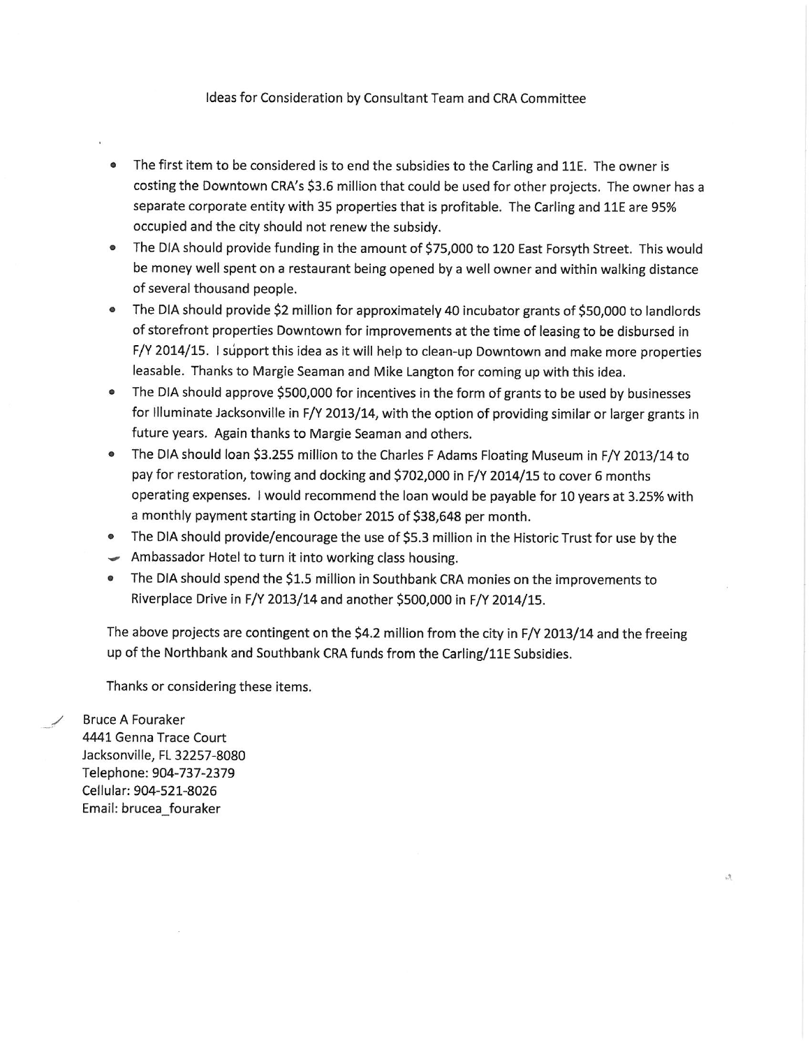Ideas for Consideration by Consultant Team and CRA Committee

- The first item to be considered is to end the subsidies to the Carling and 11E. The owner is costing the Downtown CRA's $3.6 million that could be used for other projects. The owner has a separate corporate entity with 35 properties that is profitable. The Carling and 11E are 95% occupied and the city should not renew the subsidy.
- The DIA should provide funding in the amount of $75,000 to 120 East Forsyth Street. This would be money well spent on a restaurant being opened by a well owner and within walking distance of several thousand people.
- The DIA should provide $2 million for approximately 40 incubator grants of $50,000 to landlords of storefront properties Downtown for improvements at the time of leasing to be disbursed in F/Y 2014/15. I support this idea as it will help to clean-up Downtown and make more properties leasable. Thanks to Margie Seaman and Mike Langton for coming up with this idea.
- The DIA should approve $500,000 for incentives in the form of grants to be used by businesses for Illuminate Jacksonville in F/Y 2013/14, with the option of providing similar or larger grants in future years. Again thanks to Margie Seaman and others.
- The DIA should loan $3.255 million to the Charles F Adams Floating Museum in F/Y 2013/14 to pay for restoration, towing and docking and $702,000 in F/Y 2014/15 to cover 6 months operating expenses. I would recommend the loan would be payable for 10 years at 3.25% with a monthly payment starting in October 2015 of $38,648 per month.
- The DIA should provide/encourage the use of $5.3 million in the Historic Trust for use by the Ambassador Hotel to turn it into working class housing.
- The DIA should spend the $1.5 million in Southbank CRA monies on the improvements to Riverplace Drive in F/Y 2013/14 and another $500,000 in F/Y 2014/15.

The above projects are contingent on the $4.2 million from the city in F/Y 2013/14 and the freeing up of the Northbank and Southbank CRA funds from the Carling/11E Subsidies.

Thanks or considering these items.

Bruce A Fouraker  
4441 Genna Trace Court  
Jacksonville, FL 32257-8080  
Telephone: 904-737-2379  
Cellular: 904-521-8026  
Email: brucea_fouraker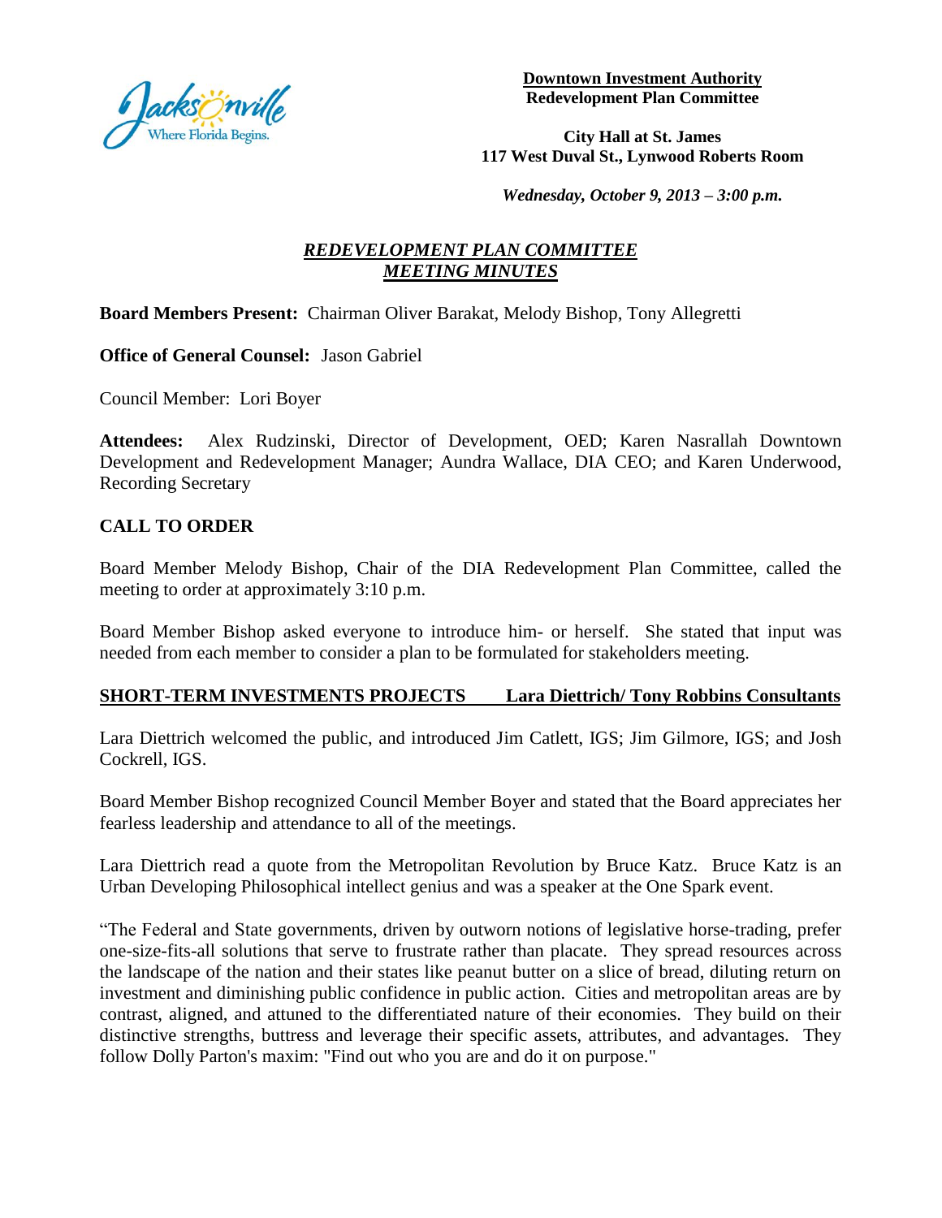**Downtown Investment Authority**
**Redevelopment Plan Committee**

**City Hall at St. James**
**117 West Duval St., Lynwood Roberts Room**

***Wednesday, October 9, 2013 – 3:00 p.m.***

## *REDEVELOPMENT PLAN COMMITTEE MEETING MINUTES*

**Board Members Present:** Chairman Oliver Barakat, Melody Bishop, Tony Allegretti

**Office of General Counsel:** Jason Gabriel

Council Member: Lori Boyer

**Attendees:** Alex Rudzinski, Director of Development, OED; Karen Nasrallah Downtown Development and Redevelopment Manager; Aundra Wallace, DIA CEO; and Karen Underwood, Recording Secretary

## CALL TO ORDER

Board Member Melody Bishop, Chair of the DIA Redevelopment Plan Committee, called the meeting to order at approximately 3:10 p.m.

Board Member Bishop asked everyone to introduce him- or herself. She stated that input was needed from each member to consider a plan to be formulated for stakeholders meeting.

## SHORT-TERM INVESTMENTS PROJECTS Lara Diettrich/ Tony Robbins Consultants

Lara Diettrich welcomed the public, and introduced Jim Catlett, IGS; Jim Gilmore, IGS; and Josh Cockrell, IGS.

Board Member Bishop recognized Council Member Boyer and stated that the Board appreciates her fearless leadership and attendance to all of the meetings.

Lara Diettrich read a quote from the Metropolitan Revolution by Bruce Katz. Bruce Katz is an Urban Developing Philosophical intellect genius and was a speaker at the One Spark event.

"The Federal and State governments, driven by outworn notions of legislative horse-trading, prefer one-size-fits-all solutions that serve to frustrate rather than placate. They spread resources across the landscape of the nation and their states like peanut butter on a slice of bread, diluting return on investment and diminishing public confidence in public action. Cities and metropolitan areas are by contrast, aligned, and attuned to the differentiated nature of their economies. They build on their distinctive strengths, buttress and leverage their specific assets, attributes, and advantages. They follow Dolly Parton's maxim: "Find out who you are and do it on purpose."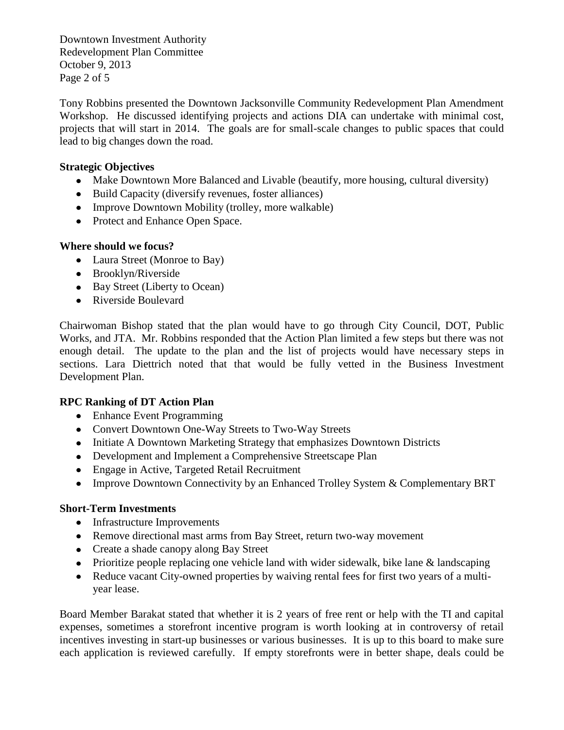Tony Robbins presented the Downtown Jacksonville Community Redevelopment Plan Amendment Workshop. He discussed identifying projects and actions DIA can undertake with minimal cost, projects that will start in 2014. The goals are for small-scale changes to public spaces that could lead to big changes down the road.

**Strategic Objectives**

- Make Downtown More Balanced and Livable (beautify, more housing, cultural diversity)
- Build Capacity (diversify revenues, foster alliances)
- Improve Downtown Mobility (trolley, more walkable)
- Protect and Enhance Open Space.

**Where should we focus?**

- Laura Street (Monroe to Bay)
- Brooklyn/Riverside
- Bay Street (Liberty to Ocean)
- Riverside Boulevard

Chairwoman Bishop stated that the plan would have to go through City Council, DOT, Public Works, and JTA. Mr. Robbins responded that the Action Plan limited a few steps but there was not enough detail. The update to the plan and the list of projects would have necessary steps in sections. Lara Diettrich noted that that would be fully vetted in the Business Investment Development Plan.

**RPC Ranking of DT Action Plan**

- Enhance Event Programming
- Convert Downtown One-Way Streets to Two-Way Streets
- Initiate A Downtown Marketing Strategy that emphasizes Downtown Districts
- Development and Implement a Comprehensive Streetscape Plan
- Engage in Active, Targeted Retail Recruitment
- Improve Downtown Connectivity by an Enhanced Trolley System & Complementary BRT

**Short-Term Investments**

- Infrastructure Improvements
- Remove directional mast arms from Bay Street, return two-way movement
- Create a shade canopy along Bay Street
- Prioritize people replacing one vehicle land with wider sidewalk, bike lane & landscaping
- Reduce vacant City-owned properties by waiving rental fees for first two years of a multi-year lease.

Board Member Barakat stated that whether it is 2 years of free rent or help with the TI and capital expenses, sometimes a storefront incentive program is worth looking at in controversy of retail incentives investing in start-up businesses or various businesses. It is up to this board to make sure each application is reviewed carefully. If empty storefronts were in better shape, deals could be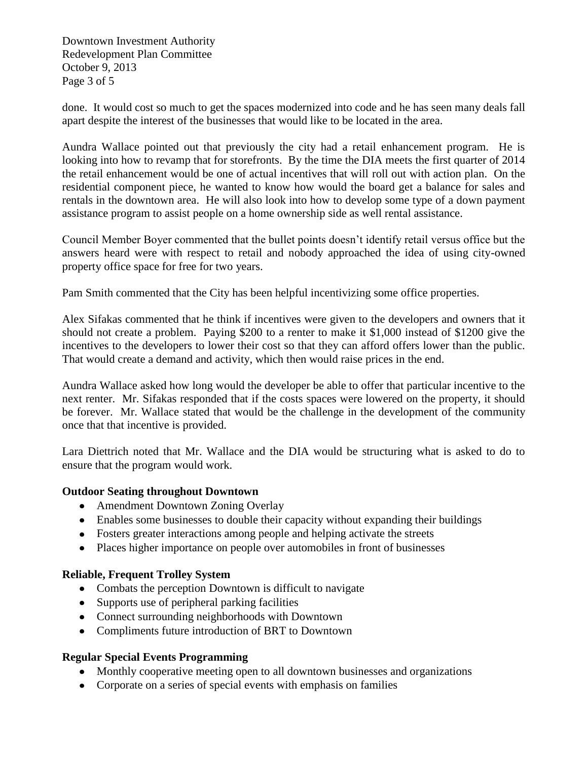done. It would cost so much to get the spaces modernized into code and he has seen many deals fall apart despite the interest of the businesses that would like to be located in the area.

Aundra Wallace pointed out that previously the city had a retail enhancement program. He is looking into how to revamp that for storefronts. By the time the DIA meets the first quarter of 2014 the retail enhancement would be one of actual incentives that will roll out with action plan. On the residential component piece, he wanted to know how would the board get a balance for sales and rentals in the downtown area. He will also look into how to develop some type of a down payment assistance program to assist people on a home ownership side as well rental assistance.

Council Member Boyer commented that the bullet points doesn't identify retail versus office but the answers heard were with respect to retail and nobody approached the idea of using city-owned property office space for free for two years.

Pam Smith commented that the City has been helpful incentivizing some office properties.

Alex Sifakas commented that he think if incentives were given to the developers and owners that it should not create a problem. Paying $200 to a renter to make it $1,000 instead of $1200 give the incentives to the developers to lower their cost so that they can afford offers lower than the public. That would create a demand and activity, which then would raise prices in the end.

Aundra Wallace asked how long would the developer be able to offer that particular incentive to the next renter. Mr. Sifakas responded that if the costs spaces were lowered on the property, it should be forever. Mr. Wallace stated that would be the challenge in the development of the community once that that incentive is provided.

Lara Diettrich noted that Mr. Wallace and the DIA would be structuring what is asked to do to ensure that the program would work.

**Outdoor Seating throughout Downtown**

- Amendment Downtown Zoning Overlay
- Enables some businesses to double their capacity without expanding their buildings
- Fosters greater interactions among people and helping activate the streets
- Places higher importance on people over automobiles in front of businesses

**Reliable, Frequent Trolley System**

- Combats the perception Downtown is difficult to navigate
- Supports use of peripheral parking facilities
- Connect surrounding neighborhoods with Downtown
- Compliments future introduction of BRT to Downtown

**Regular Special Events Programming**

- Monthly cooperative meeting open to all downtown businesses and organizations
- Corporate on a series of special events with emphasis on families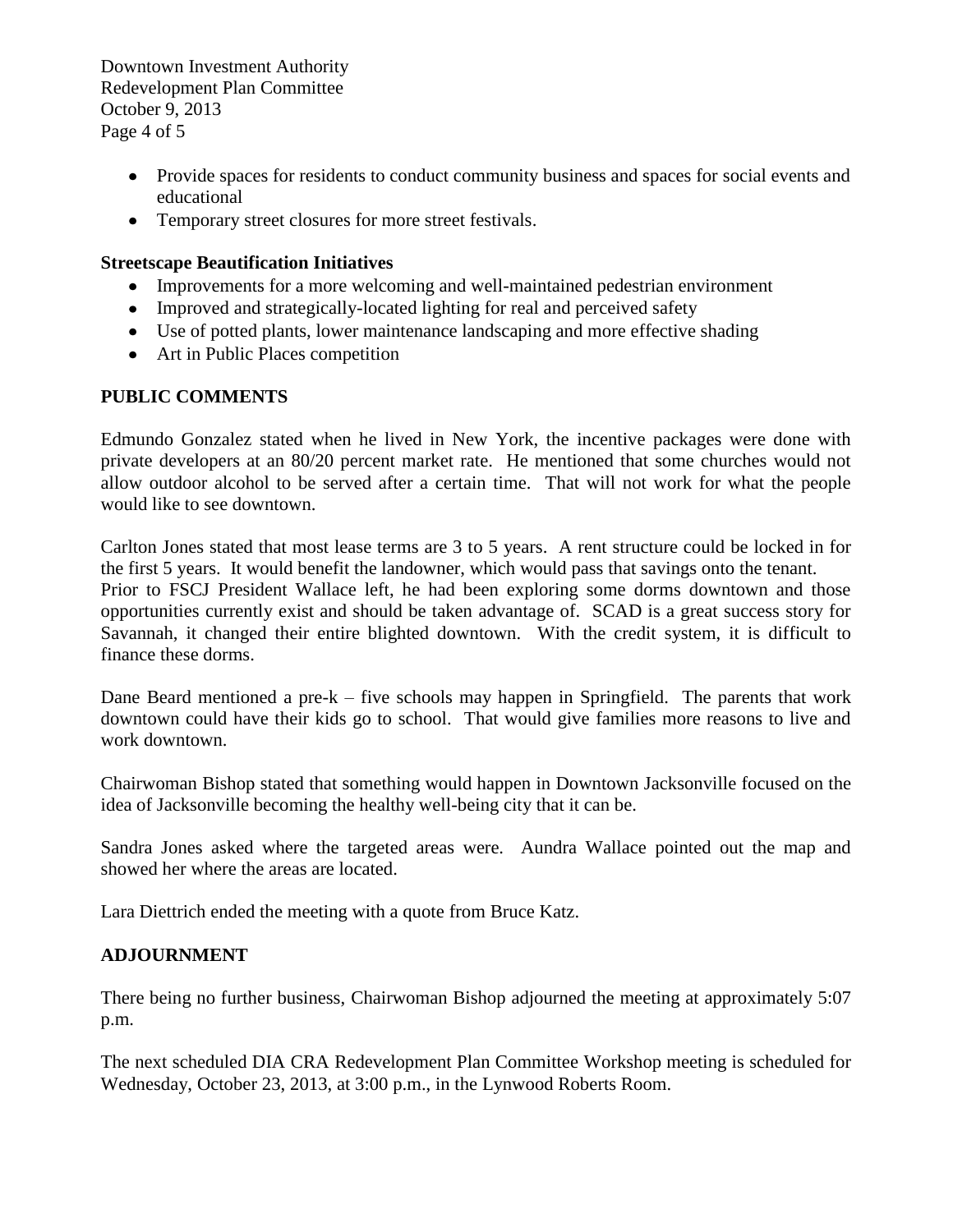- Provide spaces for residents to conduct community business and spaces for social events and educational
- Temporary street closures for more street festivals.

**Streetscape Beautification Initiatives**

- Improvements for a more welcoming and well-maintained pedestrian environment
- Improved and strategically-located lighting for real and perceived safety
- Use of potted plants, lower maintenance landscaping and more effective shading
- Art in Public Places competition

## PUBLIC COMMENTS

Edmundo Gonzalez stated when he lived in New York, the incentive packages were done with private developers at an 80/20 percent market rate. He mentioned that some churches would not allow outdoor alcohol to be served after a certain time. That will not work for what the people would like to see downtown.

Carlton Jones stated that most lease terms are 3 to 5 years. A rent structure could be locked in for the first 5 years. It would benefit the landowner, which would pass that savings onto the tenant. Prior to FSCJ President Wallace left, he had been exploring some dorms downtown and those opportunities currently exist and should be taken advantage of. SCAD is a great success story for Savannah, it changed their entire blighted downtown. With the credit system, it is difficult to finance these dorms.

Dane Beard mentioned a pre-k – five schools may happen in Springfield. The parents that work downtown could have their kids go to school. That would give families more reasons to live and work downtown.

Chairwoman Bishop stated that something would happen in Downtown Jacksonville focused on the idea of Jacksonville becoming the healthy well-being city that it can be.

Sandra Jones asked where the targeted areas were. Aundra Wallace pointed out the map and showed her where the areas are located.

Lara Diettrich ended the meeting with a quote from Bruce Katz.

## ADJOURNMENT

There being no further business, Chairwoman Bishop adjourned the meeting at approximately 5:07 p.m.

The next scheduled DIA CRA Redevelopment Plan Committee Workshop meeting is scheduled for Wednesday, October 23, 2013, at 3:00 p.m., in the Lynwood Roberts Room.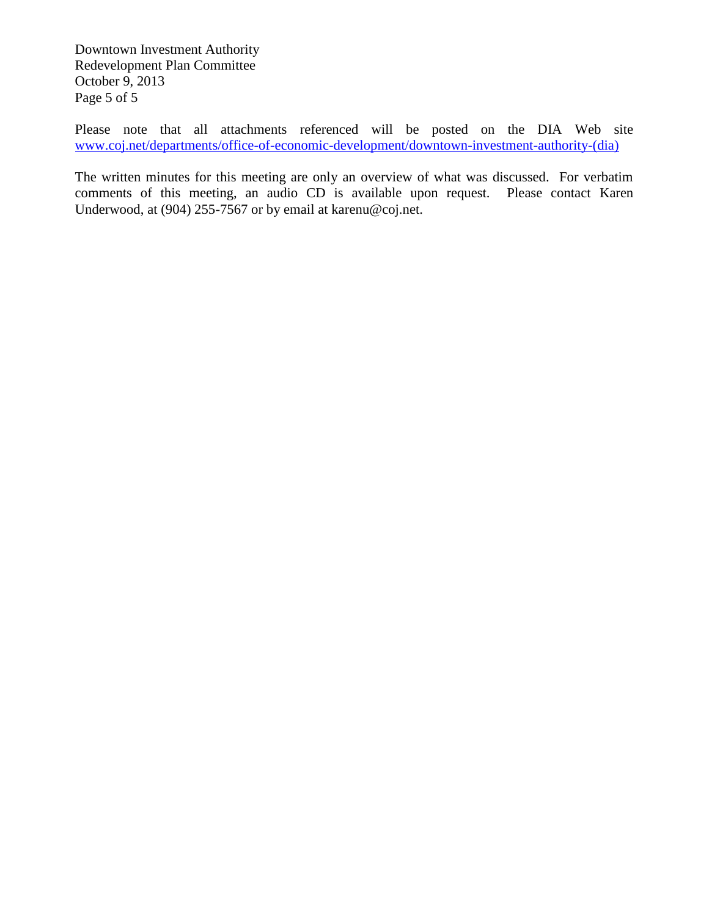Please note that all attachments referenced will be posted on the DIA Web site [www.coj.net/departments/office-of-economic-development/downtown-investment-authority-(dia)](www.coj.net/departments/office-of-economic-development/downtown-investment-authority-(dia))

The written minutes for this meeting are only an overview of what was discussed. For verbatim comments of this meeting, an audio CD is available upon request. Please contact Karen Underwood, at (904) 255-7567 or by email at karenu@coj.net.